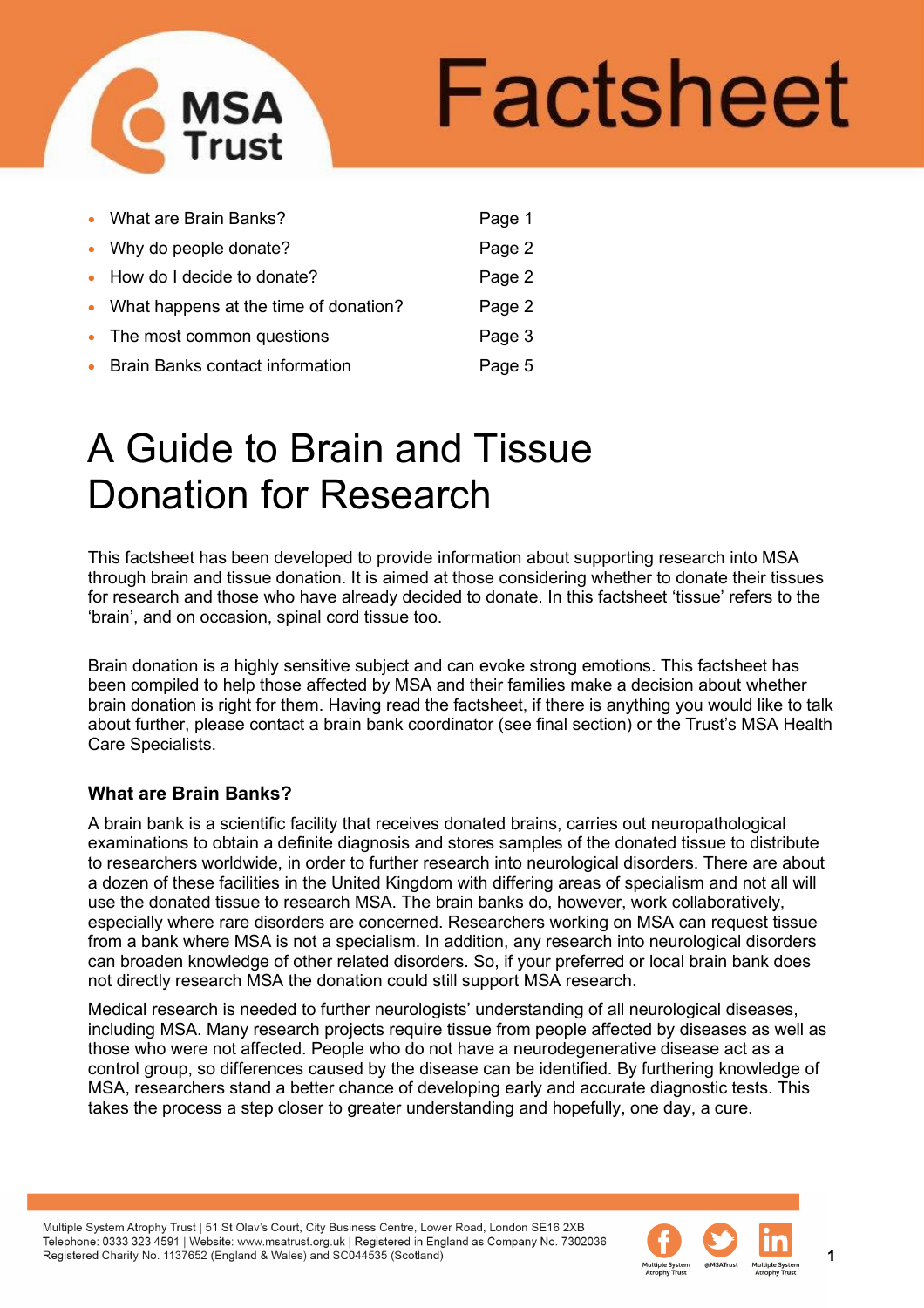# Factsheet

- What are Brain Banks? Page 1
- Why do people donate? Page 2
- How do I decide to donate? Page 2
- What happens at the time of donation? Page 2
- The most common questions Page 3
- Brain Banks contact information Page 5

# A Guide to Brain and Tissue Donation for Research

This factsheet has been developed to provide information about supporting research into MSA through brain and tissue donation. It is aimed at those considering whether to donate their tissues for research and those who have already decided to donate. In this factsheet 'tissue' refers to the 'brain', and on occasion, spinal cord tissue too.

Brain donation is a highly sensitive subject and can evoke strong emotions. This factsheet has been compiled to help those affected by MSA and their families make a decision about whether brain donation is right for them. Having read the factsheet, if there is anything you would like to talk about further, please contact a brain bank coordinator (see final section) or the Trust's MSA Health Care Specialists.

### What are Brain Banks?

A brain bank is a scientific facility that receives donated brains, carries out neuropathological examinations to obtain a definite diagnosis and stores samples of the donated tissue to distribute to researchers worldwide, in order to further research into neurological disorders. There are about a dozen of these facilities in the United Kingdom with differing areas of specialism and not all will use the donated tissue to research MSA. The brain banks do, however, work collaboratively, especially where rare disorders are concerned. Researchers working on MSA can request tissue from a bank where MSA is not a specialism. In addition, any research into neurological disorders can broaden knowledge of other related disorders. So, if your preferred or local brain bank does not directly research MSA the donation could still support MSA research.

Medical research is needed to further neurologists' understanding of all neurological diseases, including MSA. Many research projects require tissue from people affected by diseases as well as those who were not affected. People who do not have a neurodegenerative disease act as a control group, so differences caused by the disease can be identified. By furthering knowledge of MSA, researchers stand a better chance of developing early and accurate diagnostic tests. This takes the process a step closer to greater understanding and hopefully, one day, a cure.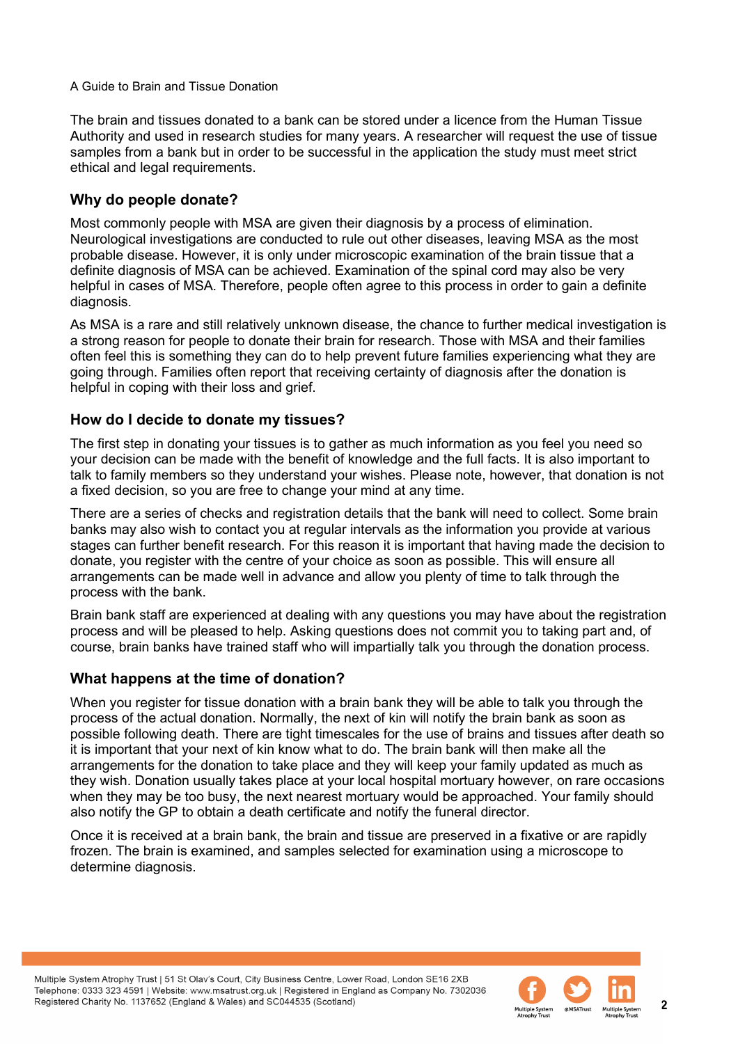The brain and tissues donated to a bank can be stored under a licence from the Human Tissue Authority and used in research studies for many years. A researcher will request the use of tissue samples from a bank but in order to be successful in the application the study must meet strict ethical and legal requirements.

## Why do people donate?

Most commonly people with MSA are given their diagnosis by a process of elimination. Neurological investigations are conducted to rule out other diseases, leaving MSA as the most probable disease. However, it is only under microscopic examination of the brain tissue that a definite diagnosis of MSA can be achieved. Examination of the spinal cord may also be very helpful in cases of MSA. Therefore, people often agree to this process in order to gain a definite diagnosis.

As MSA is a rare and still relatively unknown disease, the chance to further medical investigation is a strong reason for people to donate their brain for research. Those with MSA and their families often feel this is something they can do to help prevent future families experiencing what they are going through. Families often report that receiving certainty of diagnosis after the donation is helpful in coping with their loss and grief.

## How do I decide to donate my tissues?

The first step in donating your tissues is to gather as much information as you feel you need so your decision can be made with the benefit of knowledge and the full facts. It is also important to talk to family members so they understand your wishes. Please note, however, that donation is not a fixed decision, so you are free to change your mind at any time.

There are a series of checks and registration details that the bank will need to collect. Some brain banks may also wish to contact you at regular intervals as the information you provide at various stages can further benefit research. For this reason it is important that having made the decision to donate, you register with the centre of your choice as soon as possible. This will ensure all arrangements can be made well in advance and allow you plenty of time to talk through the process with the bank.

Brain bank staff are experienced at dealing with any questions you may have about the registration process and will be pleased to help. Asking questions does not commit you to taking part and, of course, brain banks have trained staff who will impartially talk you through the donation process.

## What happens at the time of donation?

When you register for tissue donation with a brain bank they will be able to talk you through the process of the actual donation. Normally, the next of kin will notify the brain bank as soon as possible following death. There are tight timescales for the use of brains and tissues after death so it is important that your next of kin know what to do. The brain bank will then make all the arrangements for the donation to take place and they will keep your family updated as much as they wish. Donation usually takes place at your local hospital mortuary however, on rare occasions when they may be too busy, the next nearest mortuary would be approached. Your family should also notify the GP to obtain a death certificate and notify the funeral director.

Once it is received at a brain bank, the brain and tissue are preserved in a fixative or are rapidly frozen. The brain is examined, and samples selected for examination using a microscope to determine diagnosis.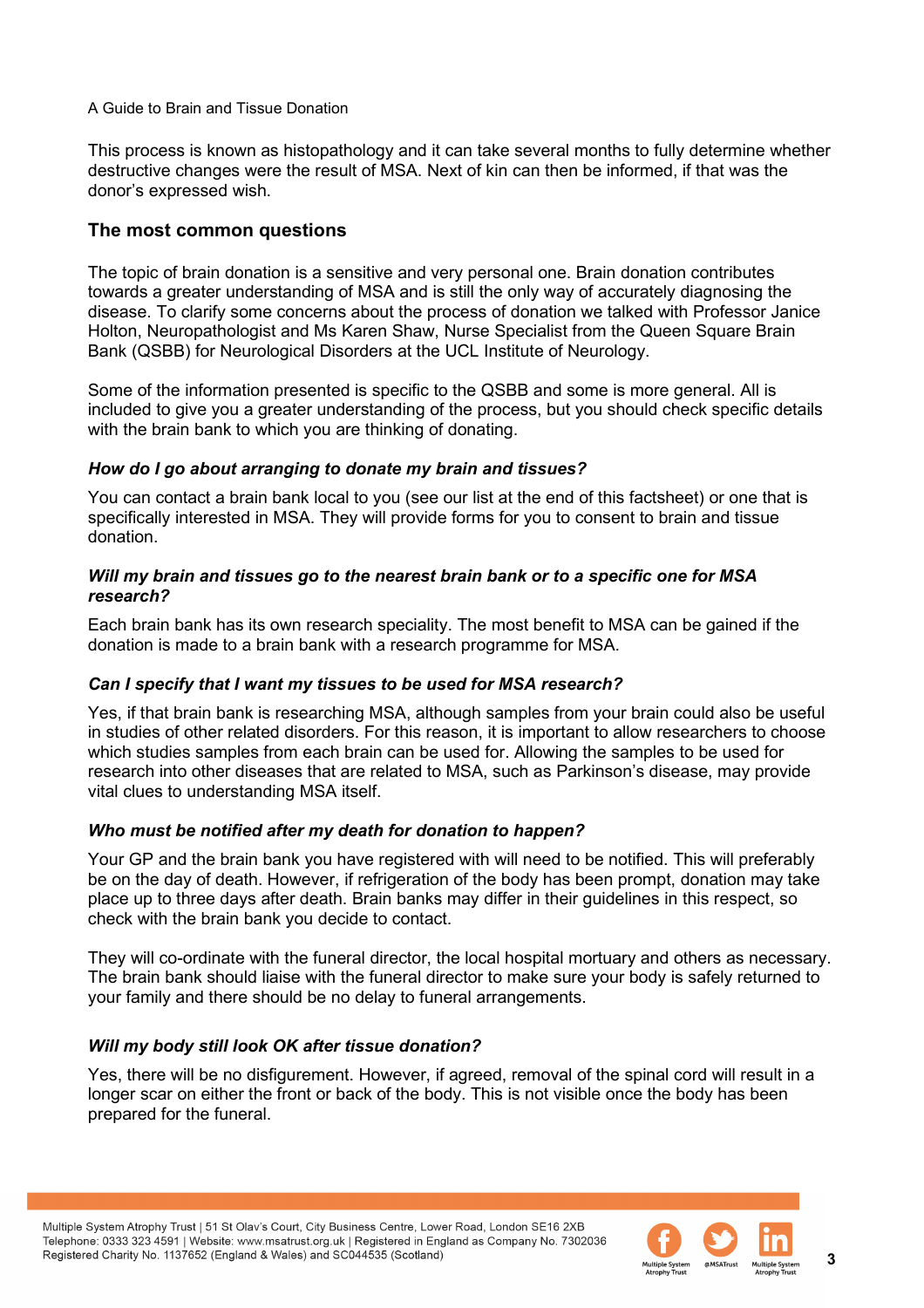This process is known as histopathology and it can take several months to fully determine whether destructive changes were the result of MSA. Next of kin can then be informed, if that was the donor's expressed wish.

## The most common questions

The topic of brain donation is a sensitive and very personal one. Brain donation contributes towards a greater understanding of MSA and is still the only way of accurately diagnosing the disease. To clarify some concerns about the process of donation we talked with Professor Janice Holton, Neuropathologist and Ms Karen Shaw, Nurse Specialist from the Queen Square Brain Bank (QSBB) for Neurological Disorders at the UCL Institute of Neurology.

Some of the information presented is specific to the QSBB and some is more general. All is included to give you a greater understanding of the process, but you should check specific details with the brain bank to which you are thinking of donating.

### *How do I go about arranging to donate my brain and tissues?*

You can contact a brain bank local to you (see our list at the end of this factsheet) or one that is specifically interested in MSA. They will provide forms for you to consent to brain and tissue donation.

### *Will my brain and tissues go to the nearest brain bank or to a specific one for MSA research?*

Each brain bank has its own research speciality. The most benefit to MSA can be gained if the donation is made to a brain bank with a research programme for MSA.

### *Can I specify that I want my tissues to be used for MSA research?*

Yes, if that brain bank is researching MSA, although samples from your brain could also be useful in studies of other related disorders. For this reason, it is important to allow researchers to choose which studies samples from each brain can be used for. Allowing the samples to be used for research into other diseases that are related to MSA, such as Parkinson's disease, may provide vital clues to understanding MSA itself.

### *Who must be notified after my death for donation to happen?*

Your GP and the brain bank you have registered with will need to be notified. This will preferably be on the day of death. However, if refrigeration of the body has been prompt, donation may take place up to three days after death. Brain banks may differ in their guidelines in this respect, so check with the brain bank you decide to contact.

They will co-ordinate with the funeral director, the local hospital mortuary and others as necessary. The brain bank should liaise with the funeral director to make sure your body is safely returned to your family and there should be no delay to funeral arrangements.

### *Will my body still look OK after tissue donation?*

Yes, there will be no disfigurement. However, if agreed, removal of the spinal cord will result in a longer scar on either the front or back of the body. This is not visible once the body has been prepared for the funeral.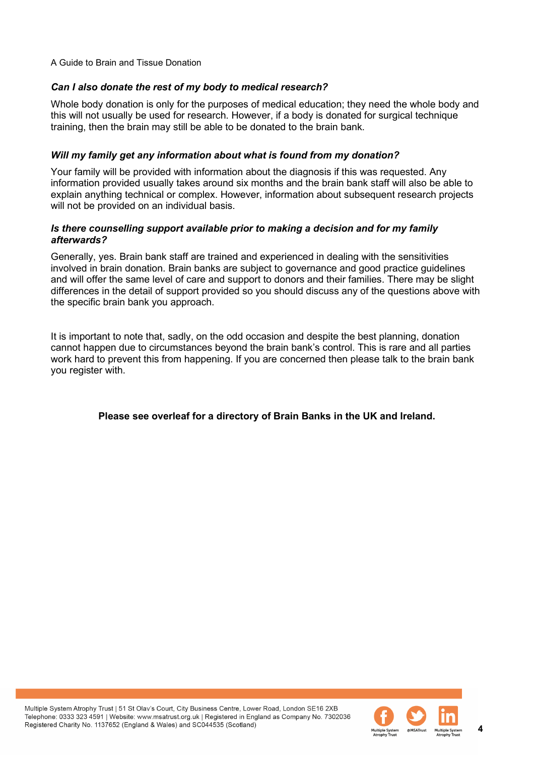### *Can I also donate the rest of my body to medical research?*

Whole body donation is only for the purposes of medical education; they need the whole body and this will not usually be used for research. However, if a body is donated for surgical technique training, then the brain may still be able to be donated to the brain bank.

### *Will my family get any information about what is found from my donation?*

Your family will be provided with information about the diagnosis if this was requested. Any information provided usually takes around six months and the brain bank staff will also be able to explain anything technical or complex. However, information about subsequent research projects will not be provided on an individual basis.

### *Is there counselling support available prior to making a decision and for my family afterwards?*

Generally, yes. Brain bank staff are trained and experienced in dealing with the sensitivities involved in brain donation. Brain banks are subject to governance and good practice guidelines and will offer the same level of care and support to donors and their families. There may be slight differences in the detail of support provided so you should discuss any of the questions above with the specific brain bank you approach.

It is important to note that, sadly, on the odd occasion and despite the best planning, donation cannot happen due to circumstances beyond the brain bank's control. This is rare and all parties work hard to prevent this from happening. If you are concerned then please talk to the brain bank you register with.

**Please see overleaf for a directory of Brain Banks in the UK and Ireland.**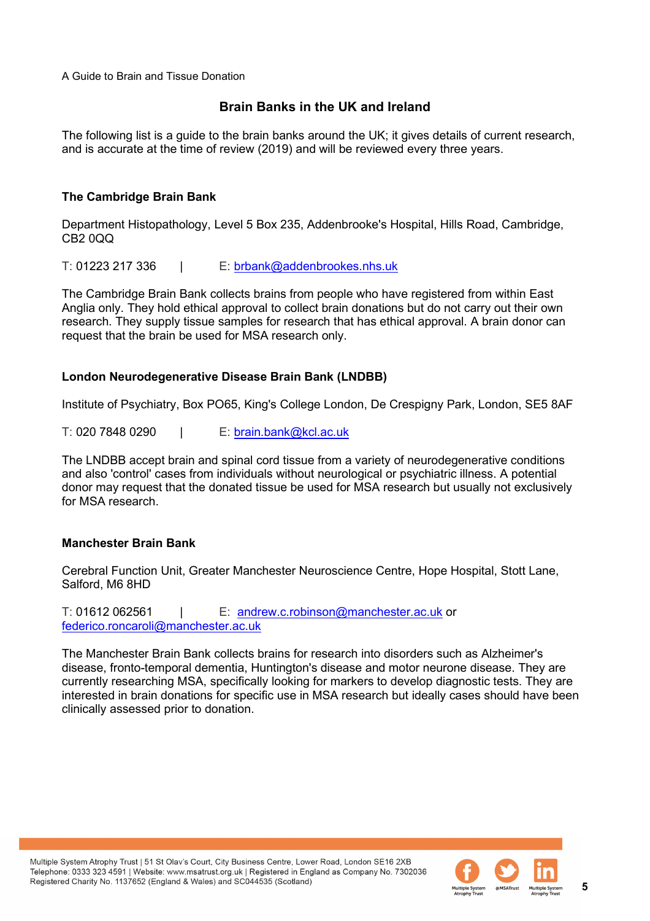## Brain Banks in the UK and Ireland

The following list is a guide to the brain banks around the UK; it gives details of current research, and is accurate at the time of review (2019) and will be reviewed every three years.

### The Cambridge Brain Bank

Department Histopathology, Level 5 Box 235, Addenbrooke's Hospital, Hills Road, Cambridge, CB2 0QQ

T: 01223 217 336 | E: brbank@addenbrookes.nhs.uk

The Cambridge Brain Bank collects brains from people who have registered from within East Anglia only. They hold ethical approval to collect brain donations but do not carry out their own research. They supply tissue samples for research that has ethical approval. A brain donor can request that the brain be used for MSA research only.

### London Neurodegenerative Disease Brain Bank (LNDBB)

Institute of Psychiatry, Box PO65, King's College London, De Crespigny Park, London, SE5 8AF

T: 020 7848 0290 | E: brain.bank@kcl.ac.uk

The LNDBB accept brain and spinal cord tissue from a variety of neurodegenerative conditions and also 'control' cases from individuals without neurological or psychiatric illness. A potential donor may request that the donated tissue be used for MSA research but usually not exclusively for MSA research.

### Manchester Brain Bank

Cerebral Function Unit, Greater Manchester Neuroscience Centre, Hope Hospital, Stott Lane, Salford, M6 8HD

T: 01612 062561 | E: andrew.c.robinson@manchester.ac.uk or federico.roncaroli@manchester.ac.uk

The Manchester Brain Bank collects brains for research into disorders such as Alzheimer's disease, fronto-temporal dementia, Huntington's disease and motor neurone disease. They are currently researching MSA, specifically looking for markers to develop diagnostic tests. They are interested in brain donations for specific use in MSA research but ideally cases should have been clinically assessed prior to donation.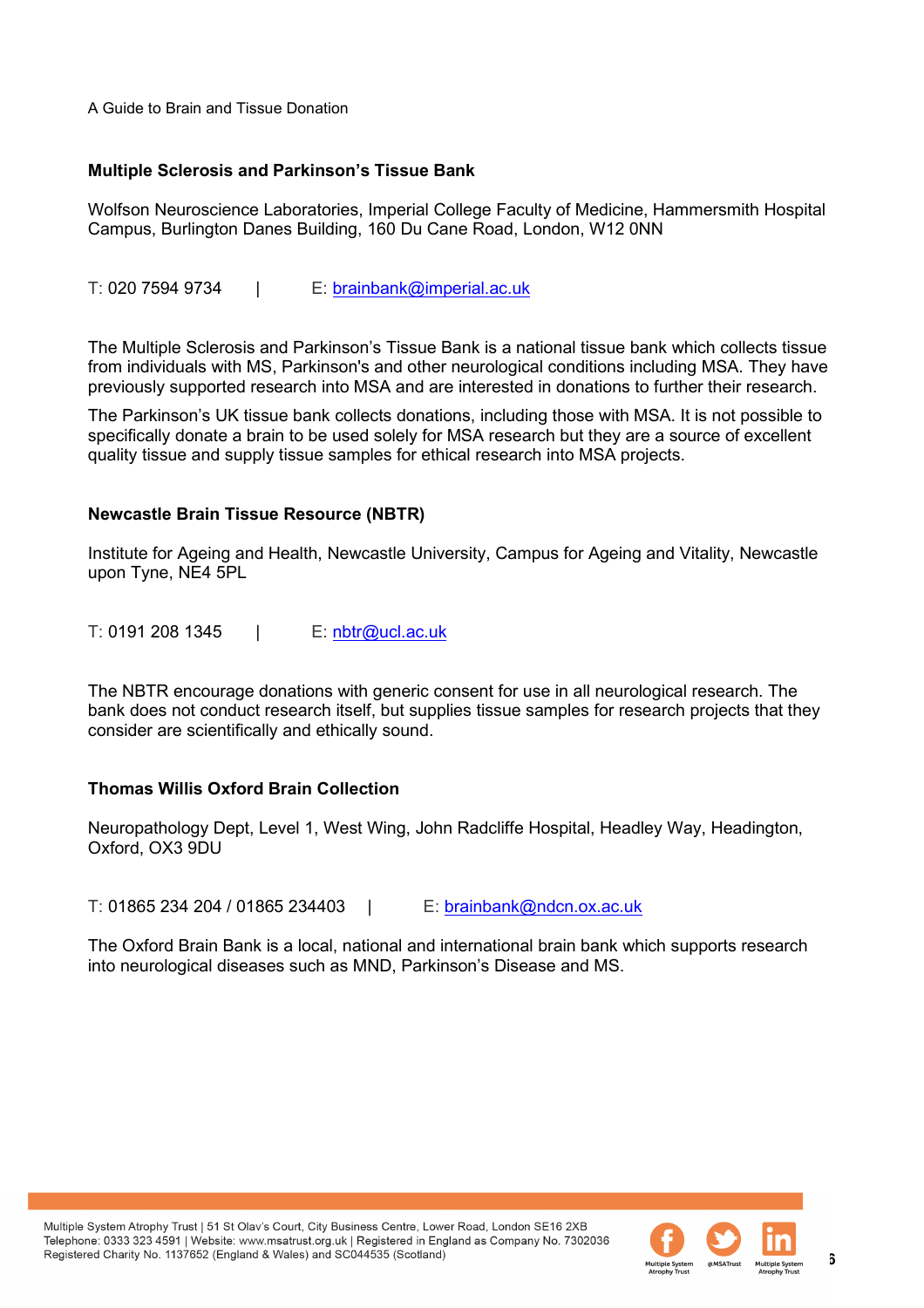### Multiple Sclerosis and Parkinson's Tissue Bank

Wolfson Neuroscience Laboratories, Imperial College Faculty of Medicine, Hammersmith Hospital Campus, Burlington Danes Building, 160 Du Cane Road, London, W12 0NN

T: 020 7594 9734 | E: brainbank@imperial.ac.uk

The Multiple Sclerosis and Parkinson's Tissue Bank is a national tissue bank which collects tissue from individuals with MS, Parkinson's and other neurological conditions including MSA. They have previously supported research into MSA and are interested in donations to further their research.

The Parkinson's UK tissue bank collects donations, including those with MSA. It is not possible to specifically donate a brain to be used solely for MSA research but they are a source of excellent quality tissue and supply tissue samples for ethical research into MSA projects.

### Newcastle Brain Tissue Resource (NBTR)

Institute for Ageing and Health, Newcastle University, Campus for Ageing and Vitality, Newcastle upon Tyne, NE4 5PL

T: 0191 208 1345 | E: nbtr@ucl.ac.uk

The NBTR encourage donations with generic consent for use in all neurological research. The bank does not conduct research itself, but supplies tissue samples for research projects that they consider are scientifically and ethically sound.

### Thomas Willis Oxford Brain Collection

Neuropathology Dept, Level 1, West Wing, John Radcliffe Hospital, Headley Way, Headington, Oxford, OX3 9DU

T: 01865 234 204 / 01865 234403 | E: brainbank@ndcn.ox.ac.uk

The Oxford Brain Bank is a local, national and international brain bank which supports research into neurological diseases such as MND, Parkinson's Disease and MS.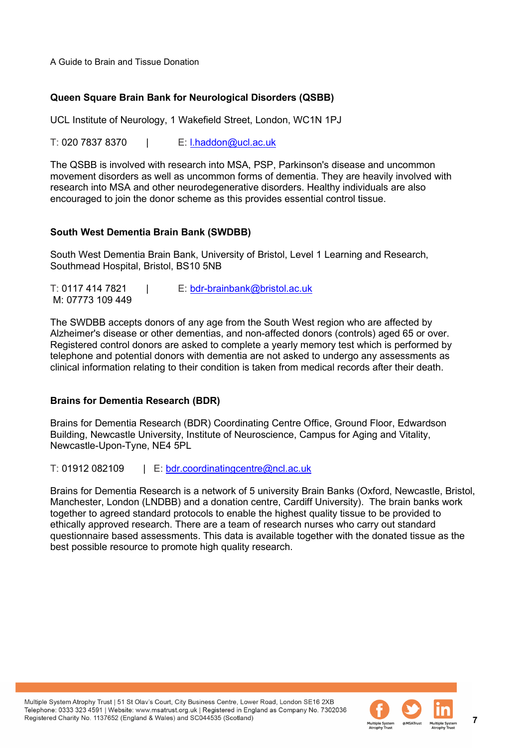### Queen Square Brain Bank for Neurological Disorders (QSBB)

UCL Institute of Neurology, 1 Wakefield Street, London, WC1N 1PJ

T: 020 7837 8370 | E: l.haddon@ucl.ac.uk

The QSBB is involved with research into MSA, PSP, Parkinson's disease and uncommon movement disorders as well as uncommon forms of dementia. They are heavily involved with research into MSA and other neurodegenerative disorders. Healthy individuals are also encouraged to join the donor scheme as this provides essential control tissue.

### South West Dementia Brain Bank (SWDBB)

South West Dementia Brain Bank, University of Bristol, Level 1 Learning and Research, Southmead Hospital, Bristol, BS10 5NB

T: 0117 414 7821 | E: bdr-brainbank@bristol.ac.uk
M: 07773 109 449

The SWDBB accepts donors of any age from the South West region who are affected by Alzheimer's disease or other dementias, and non-affected donors (controls) aged 65 or over. Registered control donors are asked to complete a yearly memory test which is performed by telephone and potential donors with dementia are not asked to undergo any assessments as clinical information relating to their condition is taken from medical records after their death.

### Brains for Dementia Research (BDR)

Brains for Dementia Research (BDR) Coordinating Centre Office, Ground Floor, Edwardson Building, Newcastle University, Institute of Neuroscience, Campus for Aging and Vitality, Newcastle-Upon-Tyne, NE4 5PL

T: 01912 082109 | E: bdr.coordinatingcentre@ncl.ac.uk

Brains for Dementia Research is a network of 5 university Brain Banks (Oxford, Newcastle, Bristol, Manchester, London (LNDBB) and a donation centre, Cardiff University). The brain banks work together to agreed standard protocols to enable the highest quality tissue to be provided to ethically approved research. There are a team of research nurses who carry out standard questionnaire based assessments. This data is available together with the donated tissue as the best possible resource to promote high quality research.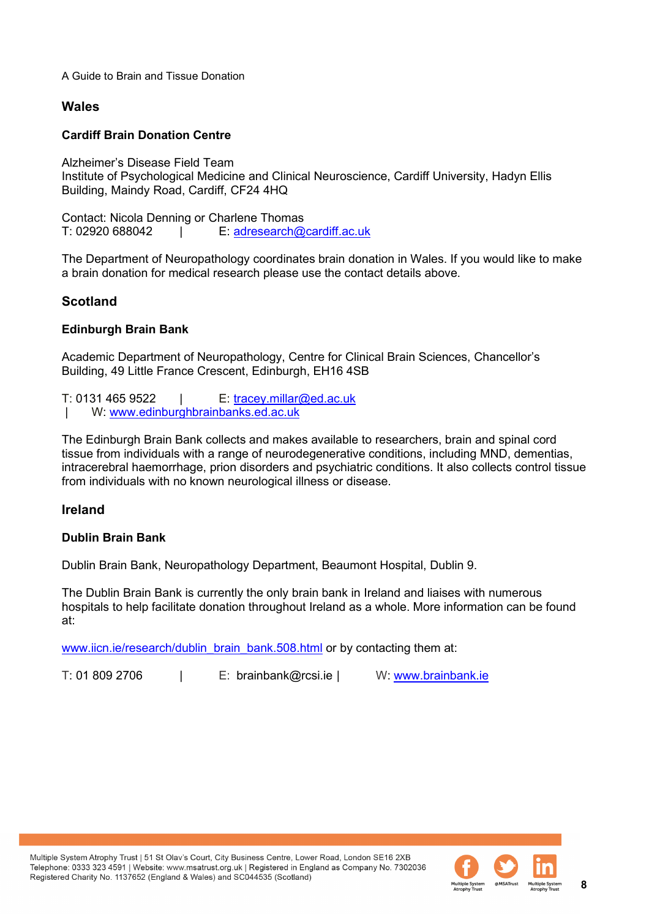## Wales

### Cardiff Brain Donation Centre

Alzheimer's Disease Field Team
Institute of Psychological Medicine and Clinical Neuroscience, Cardiff University, Hadyn Ellis Building, Maindy Road, Cardiff, CF24 4HQ

Contact: Nicola Denning or Charlene Thomas
T: 02920 688042 | E: adresearch@cardiff.ac.uk

The Department of Neuropathology coordinates brain donation in Wales. If you would like to make a brain donation for medical research please use the contact details above.

## Scotland

### Edinburgh Brain Bank

Academic Department of Neuropathology, Centre for Clinical Brain Sciences, Chancellor's Building, 49 Little France Crescent, Edinburgh, EH16 4SB

T: 0131 465 9522 | E: tracey.millar@ed.ac.uk | W: www.edinburghbrainbanks.ed.ac.uk

The Edinburgh Brain Bank collects and makes available to researchers, brain and spinal cord tissue from individuals with a range of neurodegenerative conditions, including MND, dementias, intracerebral haemorrhage, prion disorders and psychiatric conditions. It also collects control tissue from individuals with no known neurological illness or disease.

## Ireland

### Dublin Brain Bank

Dublin Brain Bank, Neuropathology Department, Beaumont Hospital, Dublin 9.

The Dublin Brain Bank is currently the only brain bank in Ireland and liaises with numerous hospitals to help facilitate donation throughout Ireland as a whole. More information can be found at:

www.iicn.ie/research/dublin_brain_bank.508.html or by contacting them at:

T: 01 809 2706 | E: brainbank@rcsi.ie | W: www.brainbank.ie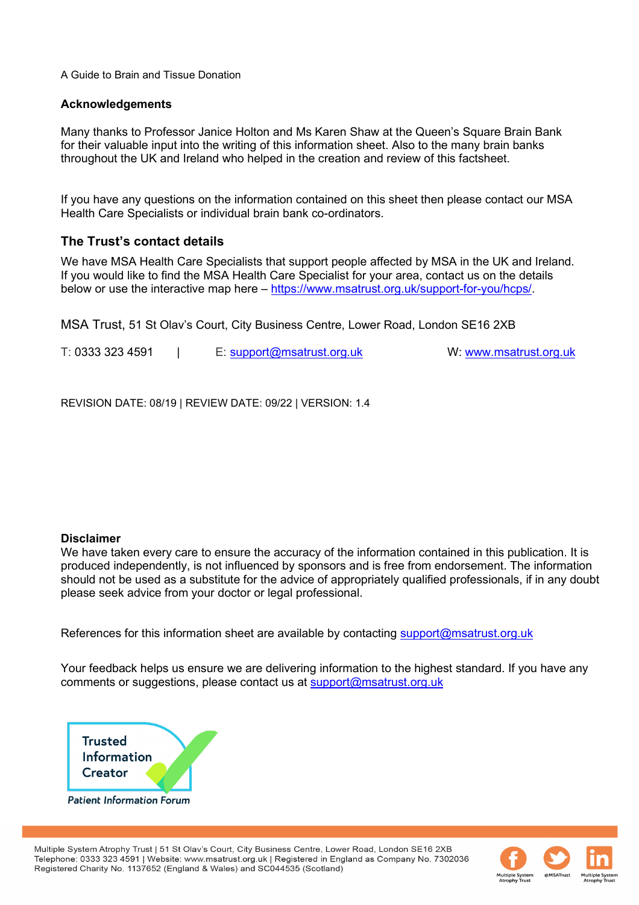## Acknowledgements

Many thanks to Professor Janice Holton and Ms Karen Shaw at the Queen's Square Brain Bank for their valuable input into the writing of this information sheet. Also to the many brain banks throughout the UK and Ireland who helped in the creation and review of this factsheet.

If you have any questions on the information contained on this sheet then please contact our MSA Health Care Specialists or individual brain bank co-ordinators.

## The Trust's contact details

We have MSA Health Care Specialists that support people affected by MSA in the UK and Ireland. If you would like to find the MSA Health Care Specialist for your area, contact us on the details below or use the interactive map here – https://www.msatrust.org.uk/support-for-you/hcps/.

MSA Trust, 51 St Olav's Court, City Business Centre, Lower Road, London SE16 2XB

T: 0333 323 4591 | E: support@msatrust.org.uk W: www.msatrust.org.uk

REVISION DATE: 08/19 | REVIEW DATE: 09/22 | VERSION: 1.4

**Disclaimer**

We have taken every care to ensure the accuracy of the information contained in this publication. It is produced independently, is not influenced by sponsors and is free from endorsement. The information should not be used as a substitute for the advice of appropriately qualified professionals, if in any doubt please seek advice from your doctor or legal professional.

References for this information sheet are available by contacting support@msatrust.org.uk

Your feedback helps us ensure we are delivering information to the highest standard. If you have any comments or suggestions, please contact us at support@msatrust.org.uk

Trusted Information Creator

*Patient Information Forum*

Multiple System Atrophy Trust | 51 St Olav's Court, City Business Centre, Lower Road, London SE16 2XB
Telephone: 0333 323 4591 | Website: www.msatrust.org.uk | Registered in England as Company No. 7302036
Registered Charity No. 1137652 (England & Wales) and SC044535 (Scotland)